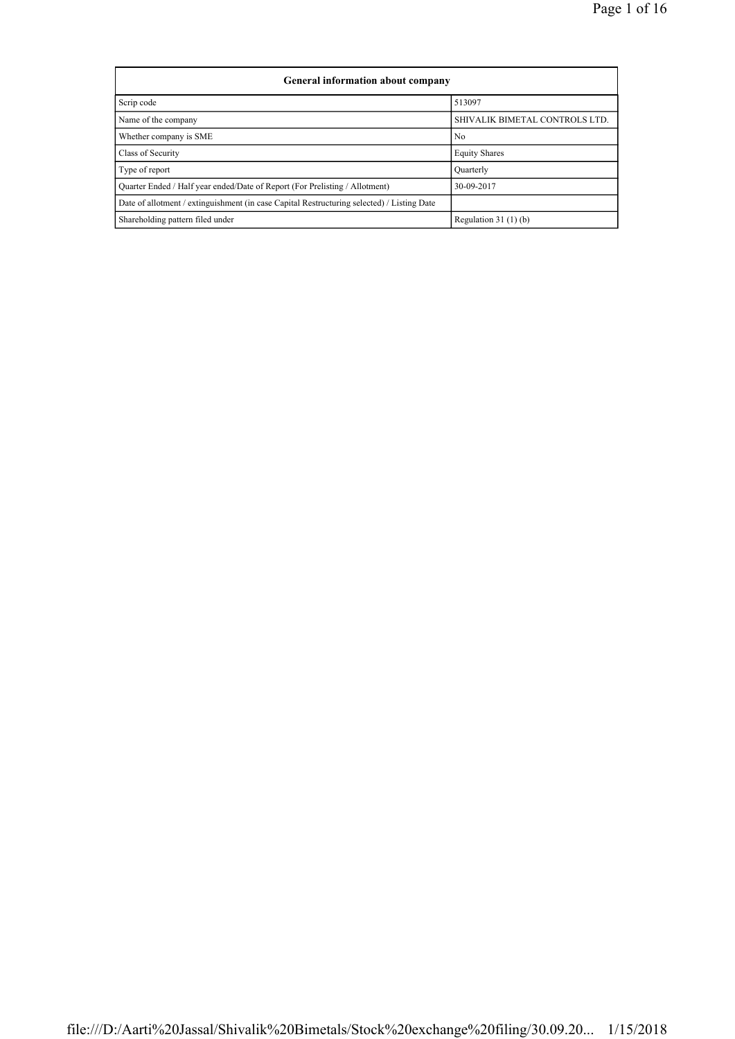| General information about company | |
|---|---|
| Scrip code | 513097 |
| Name of the company | SHIVALIK BIMETAL CONTROLS LTD. |
| Whether company is SME | No |
| Class of Security | Equity Shares |
| Type of report | Quarterly |
| Quarter Ended / Half year ended/Date of Report (For Prelisting / Allotment) | 30-09-2017 |
| Date of allotment / extinguishment (in case Capital Restructuring selected) / Listing Date | |
| Shareholding pattern filed under | Regulation 31 (1) (b) |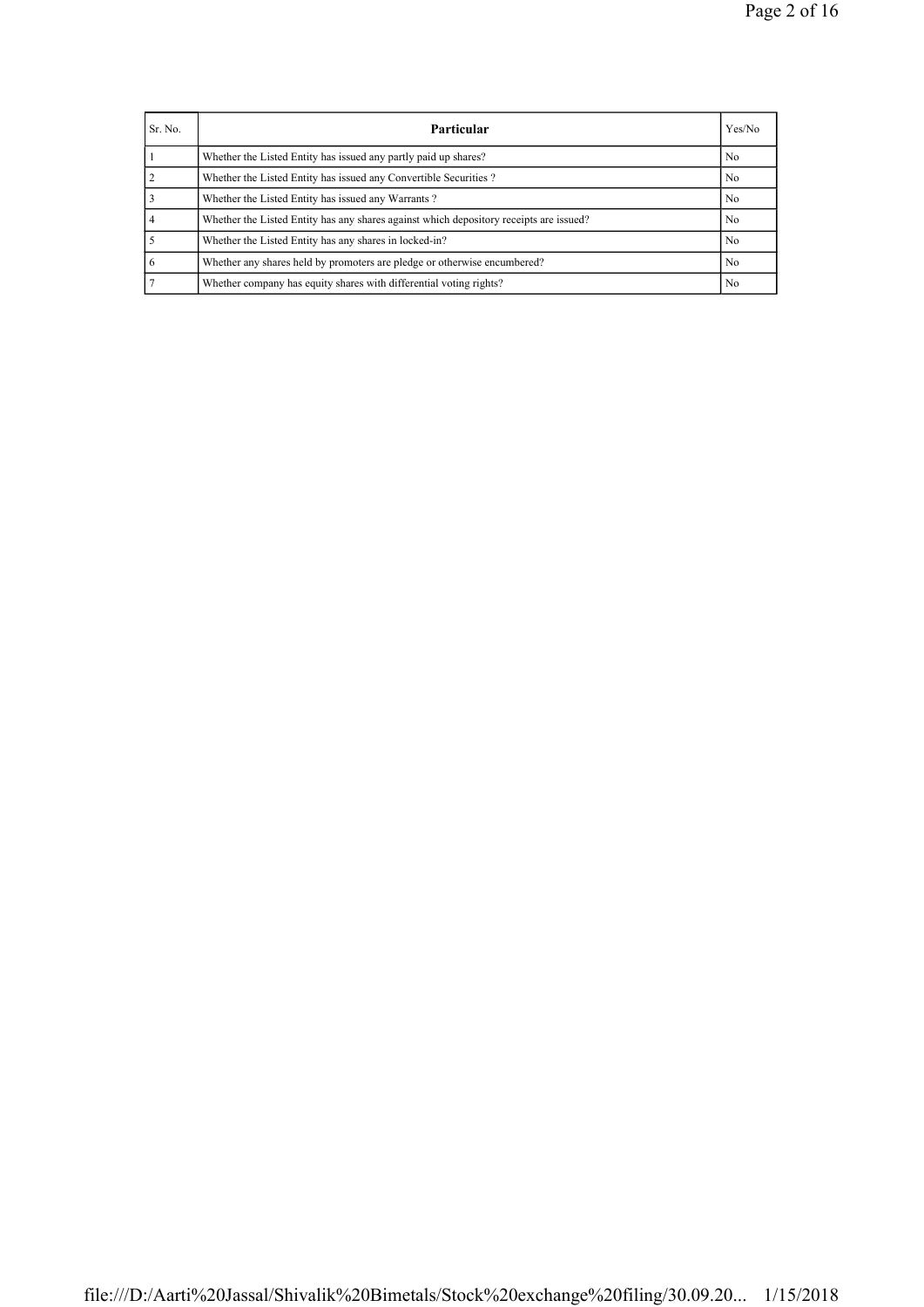| Sr. No. | Particular | Yes/No |
|---|---|---|
| 1 | Whether the Listed Entity has issued any partly paid up shares? | No |
| 2 | Whether the Listed Entity has issued any Convertible Securities ? | No |
| 3 | Whether the Listed Entity has issued any Warrants ? | No |
| 4 | Whether the Listed Entity has any shares against which depository receipts are issued? | No |
| 5 | Whether the Listed Entity has any shares in locked-in? | No |
| 6 | Whether any shares held by promoters are pledge or otherwise encumbered? | No |
| 7 | Whether company has equity shares with differential voting rights? | No |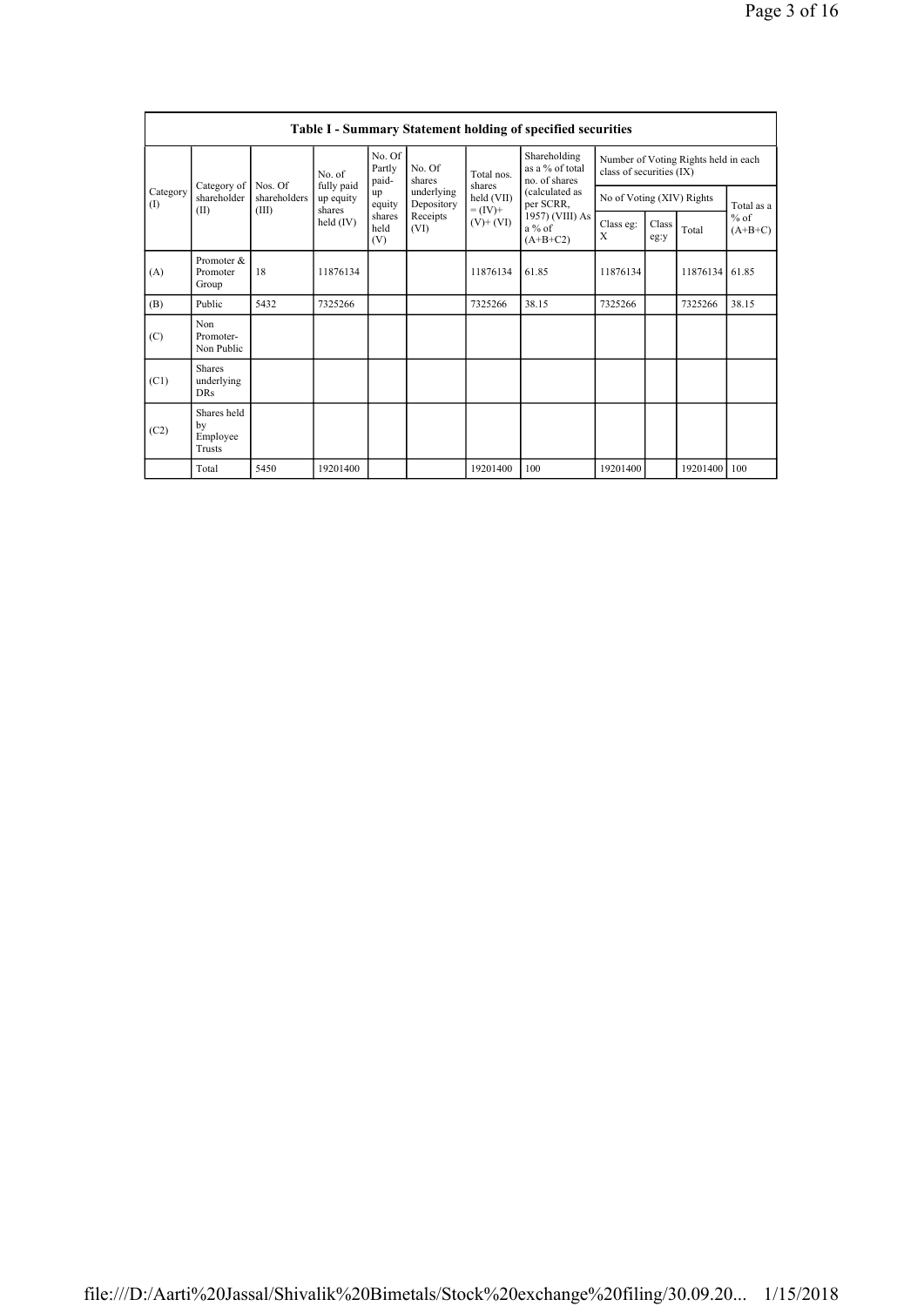| Table I - Summary Statement holding of specified securities | | | | | | | | | | | | |
|---|---|---|---|---|---|---|---|---|---|---|---|---|
| Category (I) | Category of shareholder (II) | Nos. Of shareholders (III) | No. of fully paid up equity shares held (IV) | No. Of Partly paid-up equity shares held (V) | No. Of shares underlying Depository Receipts (VI) | Total nos. shares held (VII) = (IV)+ (V)+ (VI) | Shareholding as a % of total no. of shares (calculated as per SCRR, 1957) (VIII) As a % of (A+B+C2) | Number of Voting Rights held in each class of securities (IX) | | | |
| | | | | | | | | No of Voting (XIV) Rights | | | Total as a % of (A+B+C) |
| | | | | | | | | Class eg: X | Class eg:y | Total | |
| (A) | Promoter & Promoter Group | 18 | 11876134 | | | 11876134 | 61.85 | 11876134 | | 11876134 | 61.85 |
| (B) | Public | 5432 | 7325266 | | | 7325266 | 38.15 | 7325266 | | 7325266 | 38.15 |
| (C) | Non Promoter- Non Public | | | | | | | | | | |
| (C1) | Shares underlying DRs | | | | | | | | | | |
| (C2) | Shares held by Employee Trusts | | | | | | | | | | |
| | Total | 5450 | 19201400 | | | 19201400 | 100 | 19201400 | | 19201400 | 100 |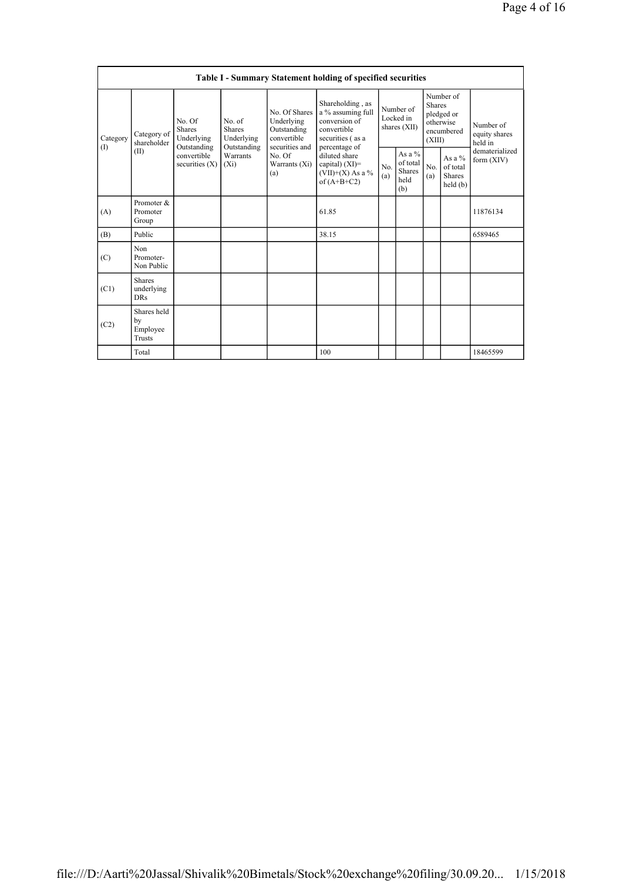| Table I - Summary Statement holding of specified securities | | | | | | | | | | |
|---|---|---|---|---|---|---|---|---|---|---|
| Category (I) | Category of shareholder (II) | No. Of Shares Underlying Outstanding convertible securities (X) | No. of Shares Underlying Outstanding Warrants (Xi) | No. Of Shares Underlying Outstanding convertible securities and No. Of Warrants (Xi) (a) | Shareholding , as a % assuming full conversion of convertible securities ( as a percentage of diluted share capital) (XI)= (VII)+(X) As a % of (A+B+C2) | Number of Locked in shares (XII) | | Number of Shares pledged or otherwise encumbered (XIII) | | Number of equity shares held in dematerialized form (XIV) |
| | | | | | | No. (a) | As a % of total Shares held (b) | No. (a) | As a % of total Shares held (b) | |
| (A) | Promoter & Promoter Group | | | | 61.85 | | | | | 11876134 |
| (B) | Public | | | | 38.15 | | | | | 6589465 |
| (C) | Non Promoter- Non Public | | | | | | | | | |
| (C1) | Shares underlying DRs | | | | | | | | | |
| (C2) | Shares held by Employee Trusts | | | | | | | | | |
| | Total | | | | 100 | | | | | 18465599 |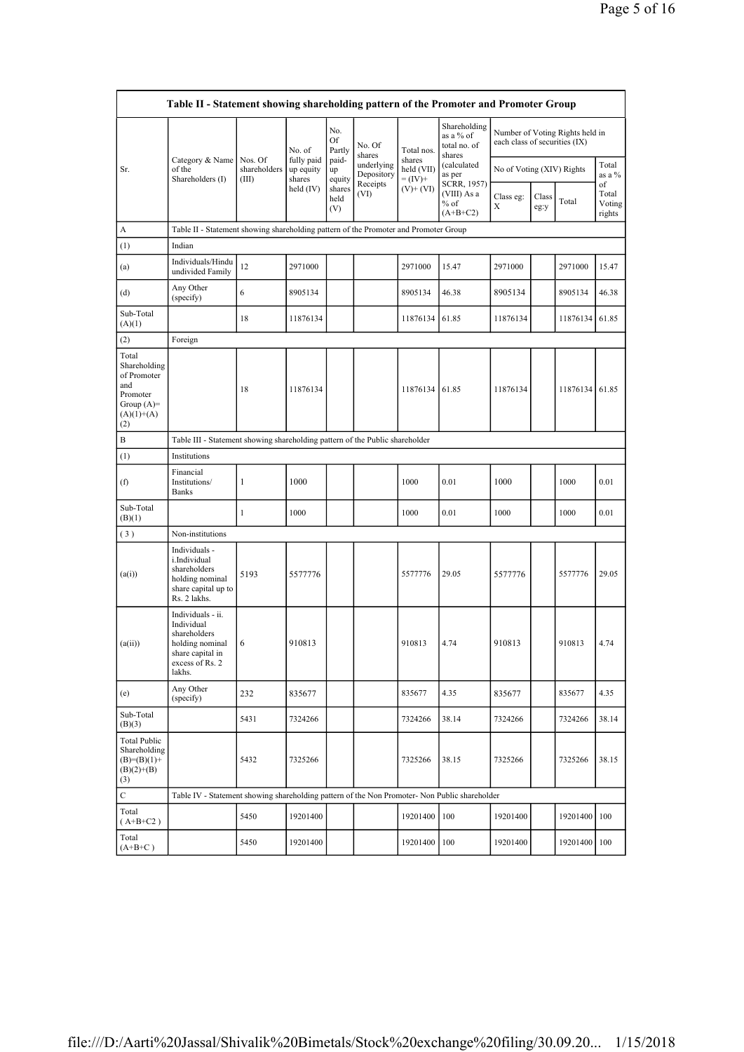| Table II - Statement showing shareholding pattern of the Promoter and Promoter Group | | | | | | | | | | | | |
|---|---|---|---|---|---|---|---|---|---|---|---|---|
| Sr. | Category & Name of the Shareholders (I) | Nos. Of shareholders (III) | No. of fully paid up equity shares held (IV) | No. Of Partly paid-up equity shares held (V) | No. Of shares underlying Depository Receipts (VI) | Total nos. shares held (VII) = (IV)+ (V)+ (VI) | Shareholding as a % of total no. of shares (calculated as per SCRR, 1957) (VIII) As a % of (A+B+C2) | Number of Voting Rights held in each class of securities (IX) | | | | |
| | | | | | | | | No of Voting (XIV) Rights | | | Total as a % of Total Voting rights | |
| | | | | | | | | Class eg: X | Class eg:y | Total | | |
| A | Table II - Statement showing shareholding pattern of the Promoter and Promoter Group | | | | | | | | | | | |
| (1) | Indian | | | | | | | | | | | |
| (a) | Individuals/Hindu undivided Family | 12 | 2971000 | | | 2971000 | 15.47 | 2971000 | | 2971000 | 15.47 | |
| (d) | Any Other (specify) | 6 | 8905134 | | | 8905134 | 46.38 | 8905134 | | 8905134 | 46.38 | |
| Sub-Total (A)(1) | | 18 | 11876134 | | | 11876134 | 61.85 | 11876134 | | 11876134 | 61.85 | |
| (2) | Foreign | | | | | | | | | | | |
| Total Shareholding of Promoter and Promoter Group (A)= (A)(1)+(A)(2) | | 18 | 11876134 | | | 11876134 | 61.85 | 11876134 | | 11876134 | 61.85 | |
| B | Table III - Statement showing shareholding pattern of the Public shareholder | | | | | | | | | | | |
| (1) | Institutions | | | | | | | | | | | |
| (f) | Financial Institutions/ Banks | 1 | 1000 | | | 1000 | 0.01 | 1000 | | 1000 | 0.01 | |
| Sub-Total (B)(1) | | 1 | 1000 | | | 1000 | 0.01 | 1000 | | 1000 | 0.01 | |
| (3) | Non-institutions | | | | | | | | | | | |
| (a(i)) | Individuals - i.Individual shareholders holding nominal share capital up to Rs. 2 lakhs. | 5193 | 5577776 | | | 5577776 | 29.05 | 5577776 | | 5577776 | 29.05 | |
| (a(ii)) | Individuals - ii. Individual shareholders holding nominal share capital in excess of Rs. 2 lakhs. | 6 | 910813 | | | 910813 | 4.74 | 910813 | | 910813 | 4.74 | |
| (e) | Any Other (specify) | 232 | 835677 | | | 835677 | 4.35 | 835677 | | 835677 | 4.35 | |
| Sub-Total (B)(3) | | 5431 | 7324266 | | | 7324266 | 38.14 | 7324266 | | 7324266 | 38.14 | |
| Total Public Shareholding (B)=(B)(1)+(B)(2)+(B)(3) | | 5432 | 7325266 | | | 7325266 | 38.15 | 7325266 | | 7325266 | 38.15 | |
| C | Table IV - Statement showing shareholding pattern of the Non Promoter- Non Public shareholder | | | | | | | | | | | |
| Total ( A+B+C2 ) | | 5450 | 19201400 | | | 19201400 | 100 | 19201400 | | 19201400 | 100 | |
| Total (A+B+C ) | | 5450 | 19201400 | | | 19201400 | 100 | 19201400 | | 19201400 | 100 | |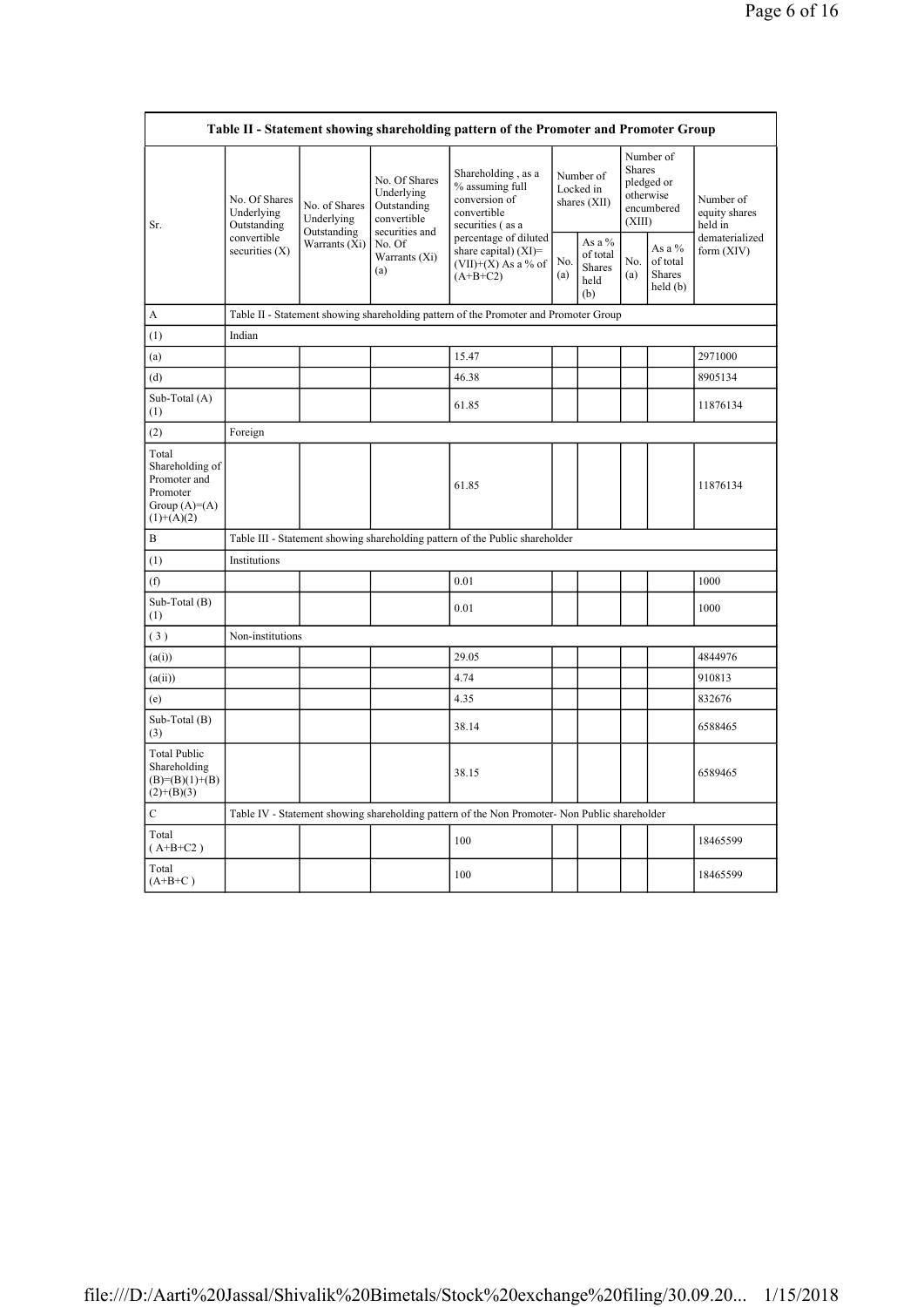| Table II - Statement showing shareholding pattern of the Promoter and Promoter Group | | | | | | | | | |
|---|---|---|---|---|---|---|---|---|---|
| Sr. | No. Of Shares Underlying Outstanding convertible securities (X) | No. of Shares Underlying Outstanding Warrants (Xi) | No. Of Shares Underlying Outstanding convertible securities and No. Of Warrants (Xi) (a) | Shareholding , as a % assuming full conversion of convertible securities ( as a percentage of diluted share capital) (XI)= (VII)+(X) As a % of (A+B+C2) | Number of Locked in shares (XII) | | Number of Shares pledged or otherwise encumbered (XIII) | | Number of equity shares held in dematerialized form (XIV) |
| | | | | | No. (a) | As a % of total Shares held (b) | No. (a) | As a % of total Shares held (b) | |
| A | Table II - Statement showing shareholding pattern of the Promoter and Promoter Group | | | | | | | | |
| (1) | Indian | | | | | | | | |
| (a) | | | | 15.47 | | | | | 2971000 |
| (d) | | | | 46.38 | | | | | 8905134 |
| Sub-Total (A) (1) | | | | 61.85 | | | | | 11876134 |
| (2) | Foreign | | | | | | | | |
| Total Shareholding of Promoter and Promoter Group (A)=(A)(1)+(A)(2) | | | | 61.85 | | | | | 11876134 |
| B | Table III - Statement showing shareholding pattern of the Public shareholder | | | | | | | | |
| (1) | Institutions | | | | | | | | |
| (f) | | | | 0.01 | | | | | 1000 |
| Sub-Total (B) (1) | | | | 0.01 | | | | | 1000 |
| ( 3 ) | Non-institutions | | | | | | | | |
| (a(i)) | | | | 29.05 | | | | | 4844976 |
| (a(ii)) | | | | 4.74 | | | | | 910813 |
| (e) | | | | 4.35 | | | | | 832676 |
| Sub-Total (B) (3) | | | | 38.14 | | | | | 6588465 |
| Total Public Shareholding (B)=(B)(1)+(B)(2)+(B)(3) | | | | 38.15 | | | | | 6589465 |
| C | Table IV - Statement showing shareholding pattern of the Non Promoter- Non Public shareholder | | | | | | | | |
| Total ( A+B+C2 ) | | | | 100 | | | | | 18465599 |
| Total (A+B+C ) | | | | 100 | | | | | 18465599 |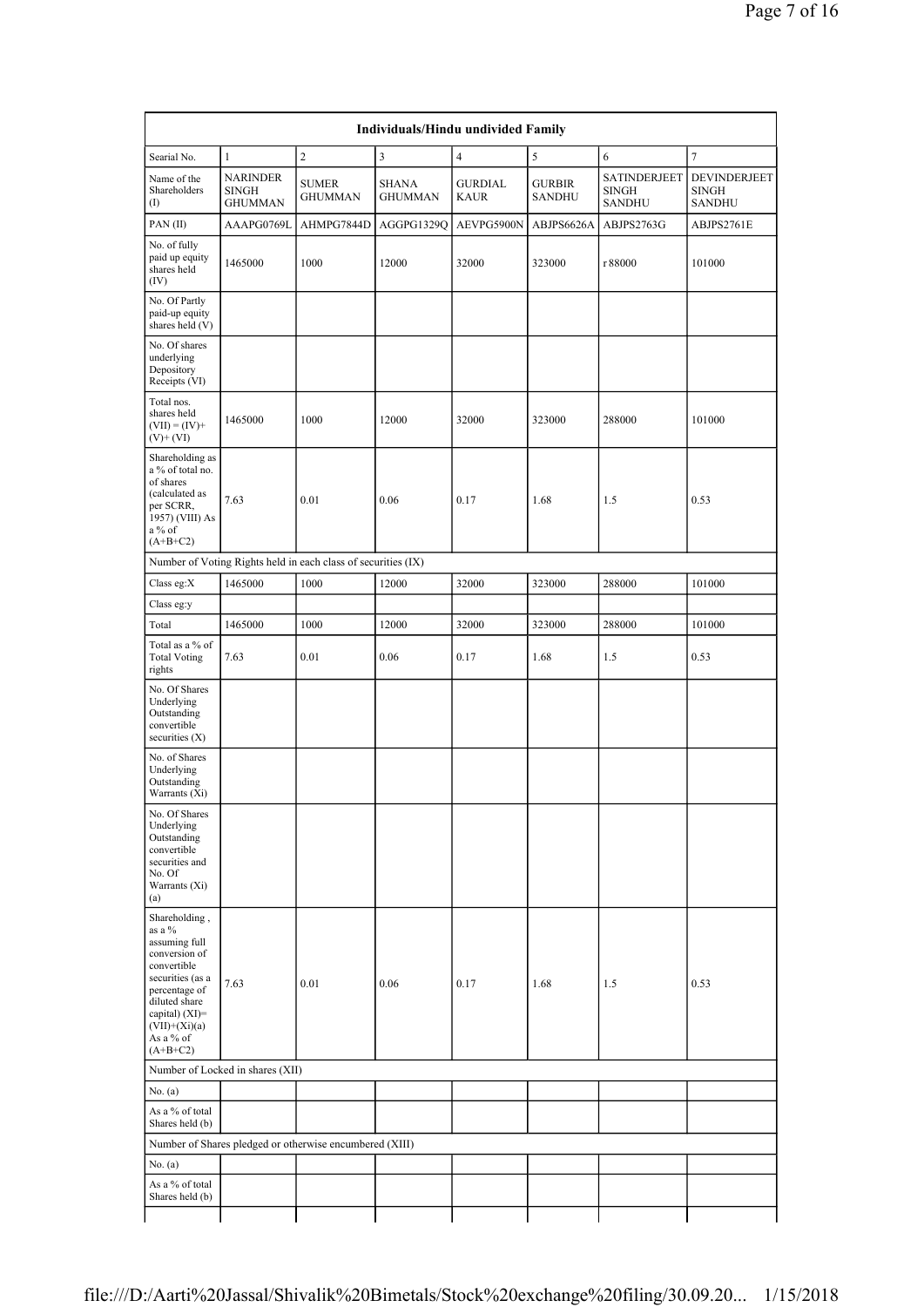| Individuals/Hindu undivided Family | | | | | | | |
|---|---|---|---|---|---|---|---|
| Searial No. | 1 | 2 | 3 | 4 | 5 | 6 | 7 |
| Name of the Shareholders (I) | NARINDER SINGH GHUMMAN | SUMER GHUMMAN | SHANA GHUMMAN | GURDIAL KAUR | GURBIR SANDHU | SATINDERJEET SINGH SANDHU | DEVINDERJEET SINGH SANDHU |
| PAN (II) | AAAPG0769L | AHMPG7844D | AGGPG1329Q | AEVPG5900N | ABJPS6626A | ABJPS2763G | ABJPS2761E |
| No. of fully paid up equity shares held (IV) | 1465000 | 1000 | 12000 | 32000 | 323000 | r 88000 | 101000 |
| No. Of Partly paid-up equity shares held (V) | | | | | | | |
| No. Of shares underlying Depository Receipts (VI) | | | | | | | |
| Total nos. shares held (VII) = (IV)+ (V)+ (VI) | 1465000 | 1000 | 12000 | 32000 | 323000 | 288000 | 101000 |
| Shareholding as a % of total no. of shares (calculated as per SCRR, 1957) (VIII) As a % of (A+B+C2) | 7.63 | 0.01 | 0.06 | 0.17 | 1.68 | 1.5 | 0.53 |
| Number of Voting Rights held in each class of securities (IX) | | | | | | | |
| Class eg:X | 1465000 | 1000 | 12000 | 32000 | 323000 | 288000 | 101000 |
| Class eg:y | | | | | | | |
| Total | 1465000 | 1000 | 12000 | 32000 | 323000 | 288000 | 101000 |
| Total as a % of Total Voting rights | 7.63 | 0.01 | 0.06 | 0.17 | 1.68 | 1.5 | 0.53 |
| No. Of Shares Underlying Outstanding convertible securities (X) | | | | | | | |
| No. of Shares Underlying Outstanding Warrants (Xi) | | | | | | | |
| No. Of Shares Underlying Outstanding convertible securities and No. Of Warrants (Xi) (a) | | | | | | | |
| Shareholding , as a % assuming full conversion of convertible securities (as a percentage of diluted share capital) (XI)= (VII)+(Xi)(a) As a % of (A+B+C2) | 7.63 | 0.01 | 0.06 | 0.17 | 1.68 | 1.5 | 0.53 |
| Number of Locked in shares (XII) | | | | | | | |
| No. (a) | | | | | | | |
| As a % of total Shares held (b) | | | | | | | |
| Number of Shares pledged or otherwise encumbered (XIII) | | | | | | | |
| No. (a) | | | | | | | |
| As a % of total Shares held (b) | | | | | | | |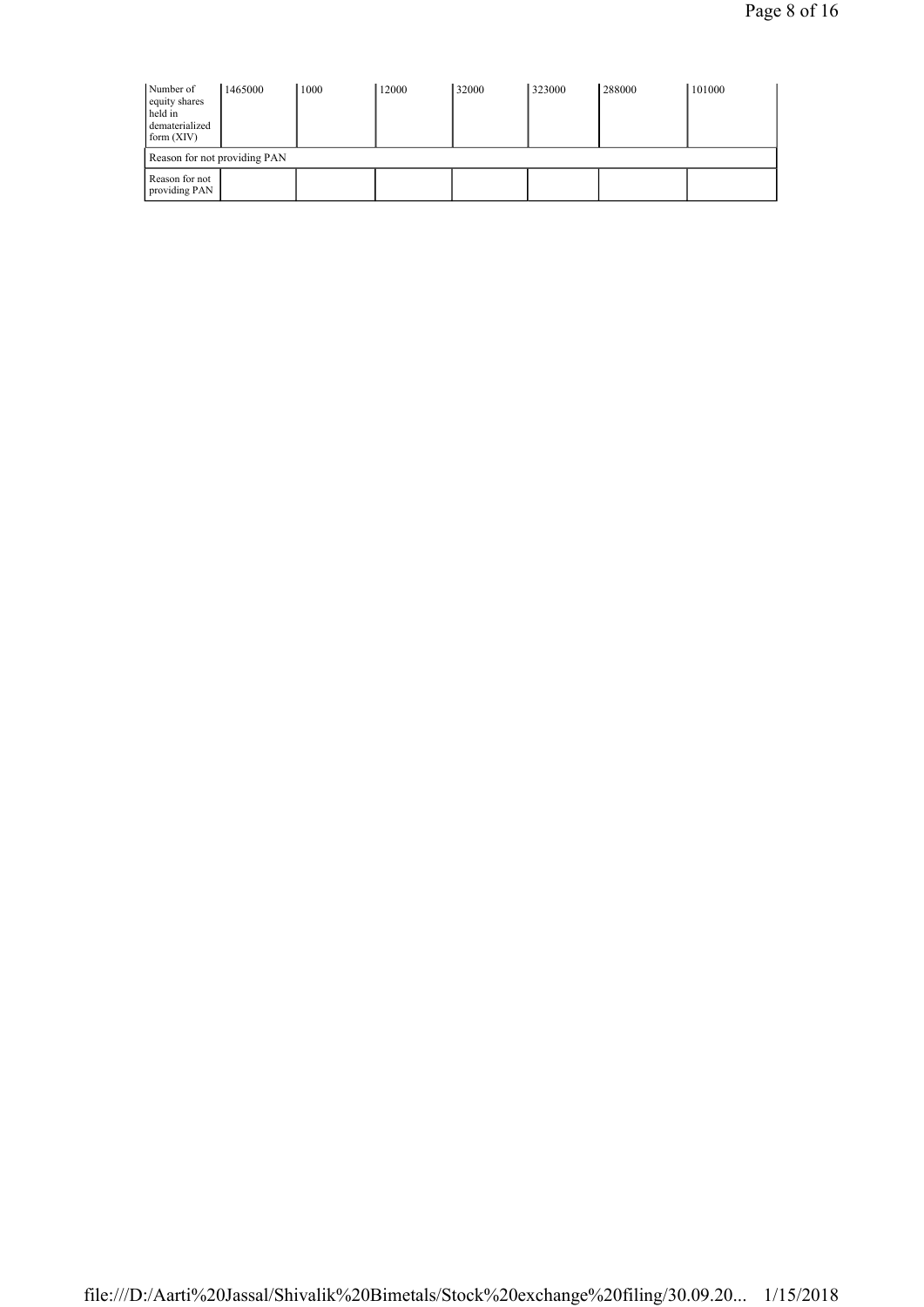| | | | | | | | |
|---|---|---|---|---|---|---|---|
| Number of equity shares held in dematerialized form (XIV) | 1465000 | 1000 | 12000 | 32000 | 323000 | 288000 | 101000 |
| Reason for not providing PAN | | | | | | | |
| Reason for not providing PAN | | | | | | | |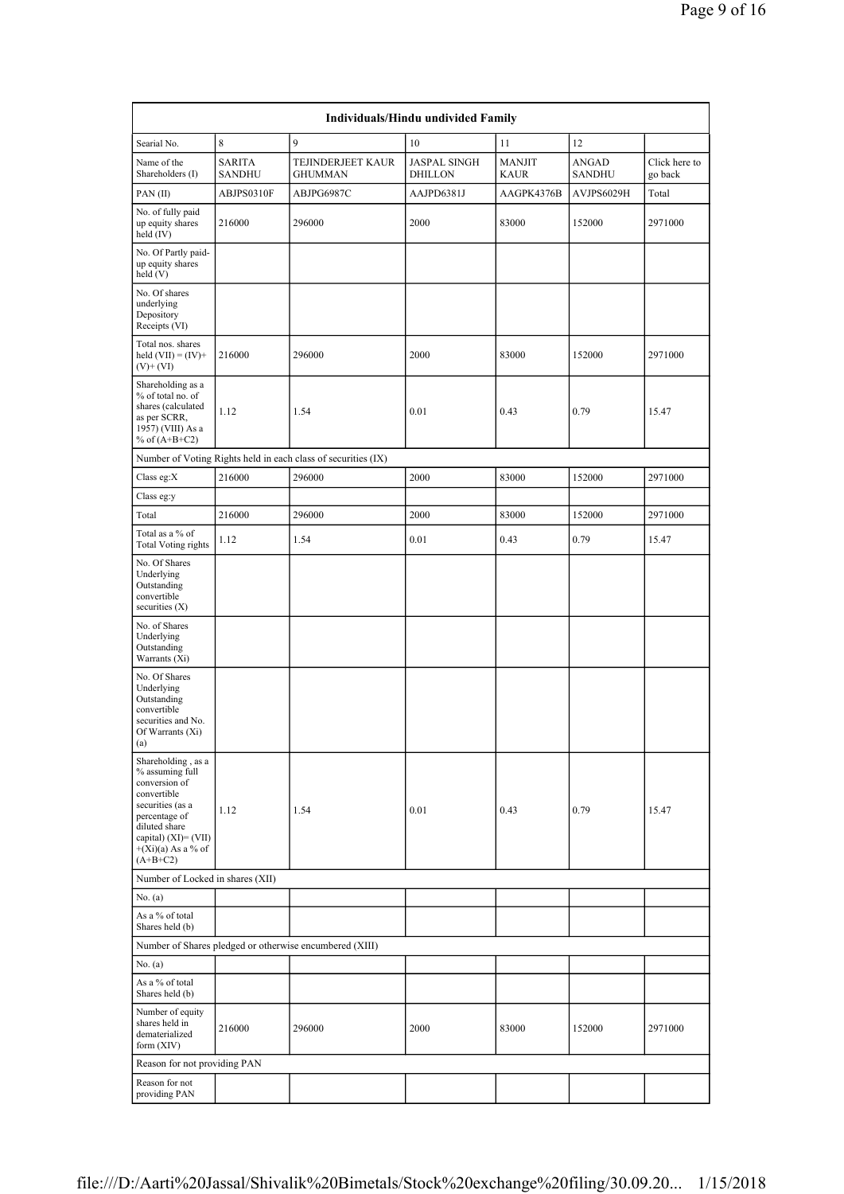| Individuals/Hindu undivided Family | | | | | | |
|---|---|---|---|---|---|---|
| Searial No. | 8 | 9 | 10 | 11 | 12 | |
| Name of the Shareholders (I) | SARITA SANDHU | TEJINDERJEET KAUR GHUMMAN | JASPAL SINGH DHILLON | MANJIT KAUR | ANGAD SANDHU | Click here to go back |
| PAN (II) | ABJPS0310F | ABJPG6987C | AAJPD6381J | AAGPK4376B | AVJPS6029H | Total |
| No. of fully paid up equity shares held (IV) | 216000 | 296000 | 2000 | 83000 | 152000 | 2971000 |
| No. Of Partly paid-up equity shares held (V) | | | | | | |
| No. Of shares underlying Depository Receipts (VI) | | | | | | |
| Total nos. shares held (VII) = (IV)+(V)+ (VI) | 216000 | 296000 | 2000 | 83000 | 152000 | 2971000 |
| Shareholding as a % of total no. of shares (calculated as per SCRR, 1957) (VIII) As a % of (A+B+C2) | 1.12 | 1.54 | 0.01 | 0.43 | 0.79 | 15.47 |
| Number of Voting Rights held in each class of securities (IX) | | | | | | |
| Class eg:X | 216000 | 296000 | 2000 | 83000 | 152000 | 2971000 |
| Class eg:y | | | | | | |
| Total | 216000 | 296000 | 2000 | 83000 | 152000 | 2971000 |
| Total as a % of Total Voting rights | 1.12 | 1.54 | 0.01 | 0.43 | 0.79 | 15.47 |
| No. Of Shares Underlying Outstanding convertible securities (X) | | | | | | |
| No. of Shares Underlying Outstanding Warrants (Xi) | | | | | | |
| No. Of Shares Underlying Outstanding convertible securities and No. Of Warrants (Xi) (a) | | | | | | |
| Shareholding , as a % assuming full conversion of convertible securities (as a percentage of diluted share capital) (XI)= (VII)+(Xi)(a) As a % of (A+B+C2) | 1.12 | 1.54 | 0.01 | 0.43 | 0.79 | 15.47 |
| Number of Locked in shares (XII) | | | | | | |
| No. (a) | | | | | | |
| As a % of total Shares held (b) | | | | | | |
| Number of Shares pledged or otherwise encumbered (XIII) | | | | | | |
| No. (a) | | | | | | |
| As a % of total Shares held (b) | | | | | | |
| Number of equity shares held in dematerialized form (XIV) | 216000 | 296000 | 2000 | 83000 | 152000 | 2971000 |
| Reason for not providing PAN | | | | | | |
| Reason for not providing PAN | | | | | | |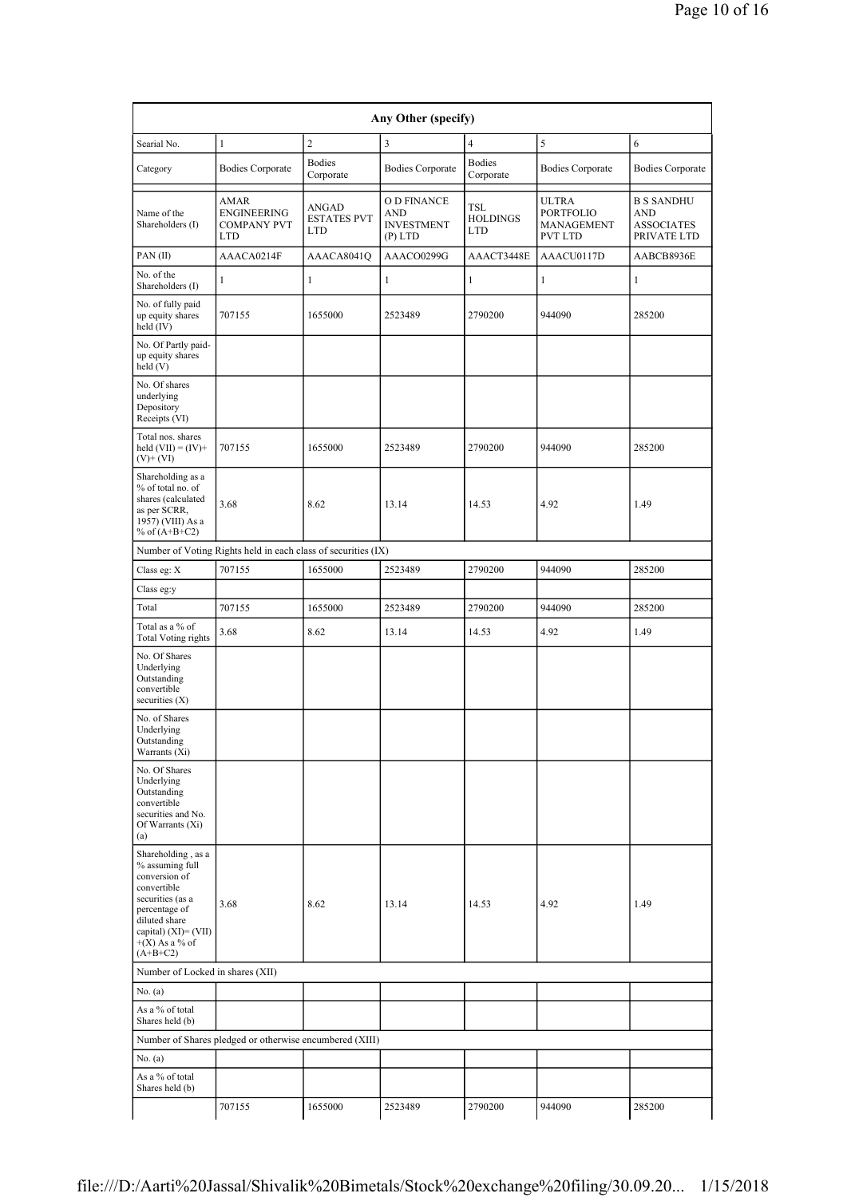| Any Other (specify) | | | | | | |
|---|---|---|---|---|---|---|
| Searial No. | 1 | 2 | 3 | 4 | 5 | 6 |
| Category | Bodies Corporate | Bodies Corporate | Bodies Corporate | Bodies Corporate | Bodies Corporate | Bodies Corporate |
| Name of the Shareholders (I) | AMAR ENGINEERING COMPANY PVT LTD | ANGAD ESTATES PVT LTD | O D FINANCE AND INVESTMENT (P) LTD | TSL HOLDINGS LTD | ULTRA PORTFOLIO MANAGEMENT PVT LTD | B S SANDHU AND ASSOCIATES PRIVATE LTD |
| PAN (II) | AAACA0214F | AAACA8041Q | AAACO0299G | AAACT3448E | AAACU0117D | AABCB8936E |
| No. of the Shareholders (I) | 1 | 1 | 1 | 1 | 1 | 1 |
| No. of fully paid up equity shares held (IV) | 707155 | 1655000 | 2523489 | 2790200 | 944090 | 285200 |
| No. Of Partly paid-up equity shares held (V) | | | | | | |
| No. Of shares underlying Depository Receipts (VI) | | | | | | |
| Total nos. shares held (VII) = (IV)+ (V)+ (VI) | 707155 | 1655000 | 2523489 | 2790200 | 944090 | 285200 |
| Shareholding as a % of total no. of shares (calculated as per SCRR, 1957) (VIII) As a % of (A+B+C2) | 3.68 | 8.62 | 13.14 | 14.53 | 4.92 | 1.49 |
| Number of Voting Rights held in each class of securities (IX) | | | | | | |
| Class eg: X | 707155 | 1655000 | 2523489 | 2790200 | 944090 | 285200 |
| Class eg:y | | | | | | |
| Total | 707155 | 1655000 | 2523489 | 2790200 | 944090 | 285200 |
| Total as a % of Total Voting rights | 3.68 | 8.62 | 13.14 | 14.53 | 4.92 | 1.49 |
| No. Of Shares Underlying Outstanding convertible securities (X) | | | | | | |
| No. of Shares Underlying Outstanding Warrants (Xi) | | | | | | |
| No. Of Shares Underlying Outstanding convertible securities and No. Of Warrants (Xi) (a) | | | | | | |
| Shareholding , as a % assuming full conversion of convertible securities (as a percentage of diluted share capital) (XI)= (VII) +(X) As a % of (A+B+C2) | 3.68 | 8.62 | 13.14 | 14.53 | 4.92 | 1.49 |
| Number of Locked in shares (XII) | | | | | | |
| No. (a) | | | | | | |
| As a % of total Shares held (b) | | | | | | |
| Number of Shares pledged or otherwise encumbered (XIII) | | | | | | |
| No. (a) | | | | | | |
| As a % of total Shares held (b) | | | | | | |
| | 707155 | 1655000 | 2523489 | 2790200 | 944090 | 285200 |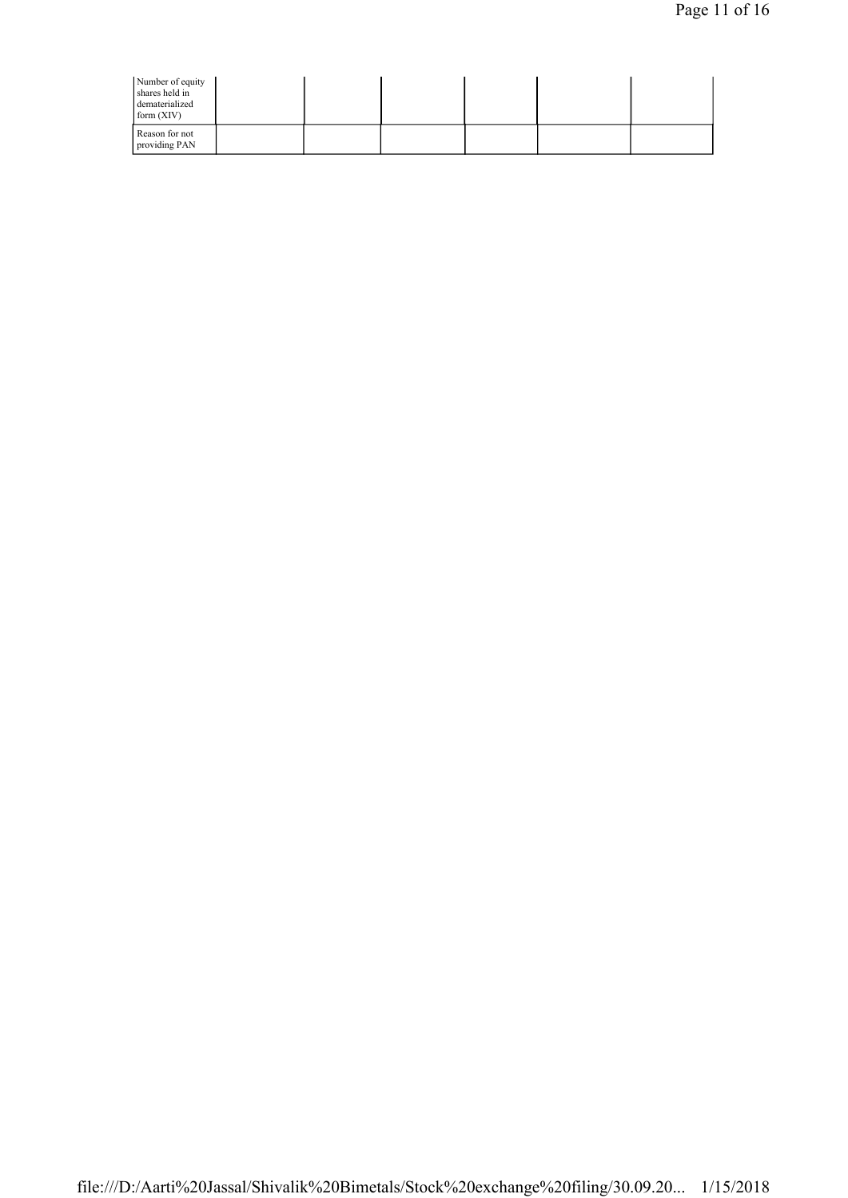| Number of equity shares held in dematerialized form (XIV) | | | | | |
|---|---|---|---|---|---|
| Reason for not providing PAN | | | | | |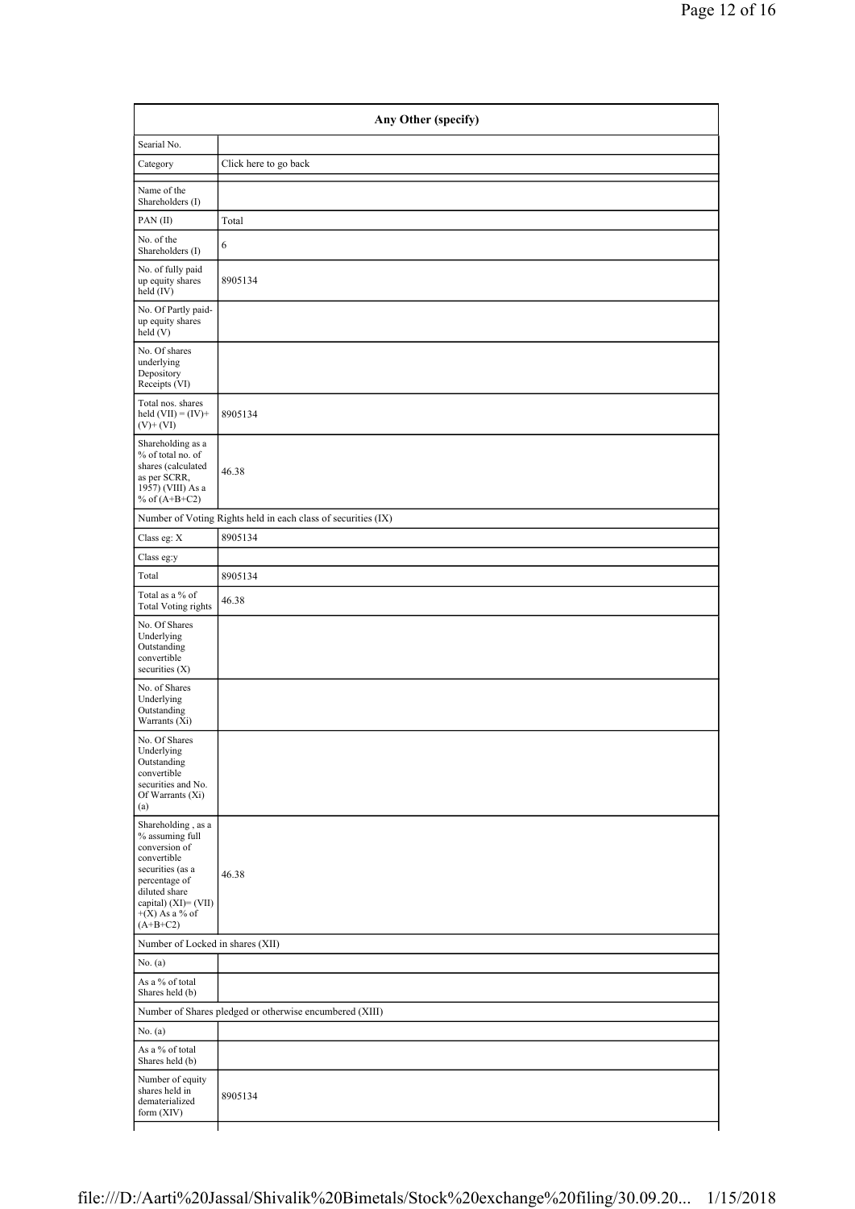| Any Other (specify) | |
|---|---|
| Searial No. | |
| Category | Click here to go back |
| Name of the Shareholders (I) | |
| PAN (II) | Total |
| No. of the Shareholders (I) | 6 |
| No. of fully paid up equity shares held (IV) | 8905134 |
| No. Of Partly paid-up equity shares held (V) | |
| No. Of shares underlying Depository Receipts (VI) | |
| Total nos. shares held (VII) = (IV)+ (V)+ (VI) | 8905134 |
| Shareholding as a % of total no. of shares (calculated as per SCRR, 1957) (VIII) As a % of (A+B+C2) | 46.38 |
| Number of Voting Rights held in each class of securities (IX) | |
| Class eg: X | 8905134 |
| Class eg:y | |
| Total | 8905134 |
| Total as a % of Total Voting rights | 46.38 |
| No. Of Shares Underlying Outstanding convertible securities (X) | |
| No. of Shares Underlying Outstanding Warrants (Xi) | |
| No. Of Shares Underlying Outstanding convertible securities and No. Of Warrants (Xi) (a) | |
| Shareholding , as a % assuming full conversion of convertible securities (as a percentage of diluted share capital) (XI)= (VII) +(X) As a % of (A+B+C2) | 46.38 |
| Number of Locked in shares (XII) | |
| No. (a) | |
| As a % of total Shares held (b) | |
| Number of Shares pledged or otherwise encumbered (XIII) | |
| No. (a) | |
| As a % of total Shares held (b) | |
| Number of equity shares held in dematerialized form (XIV) | 8905134 |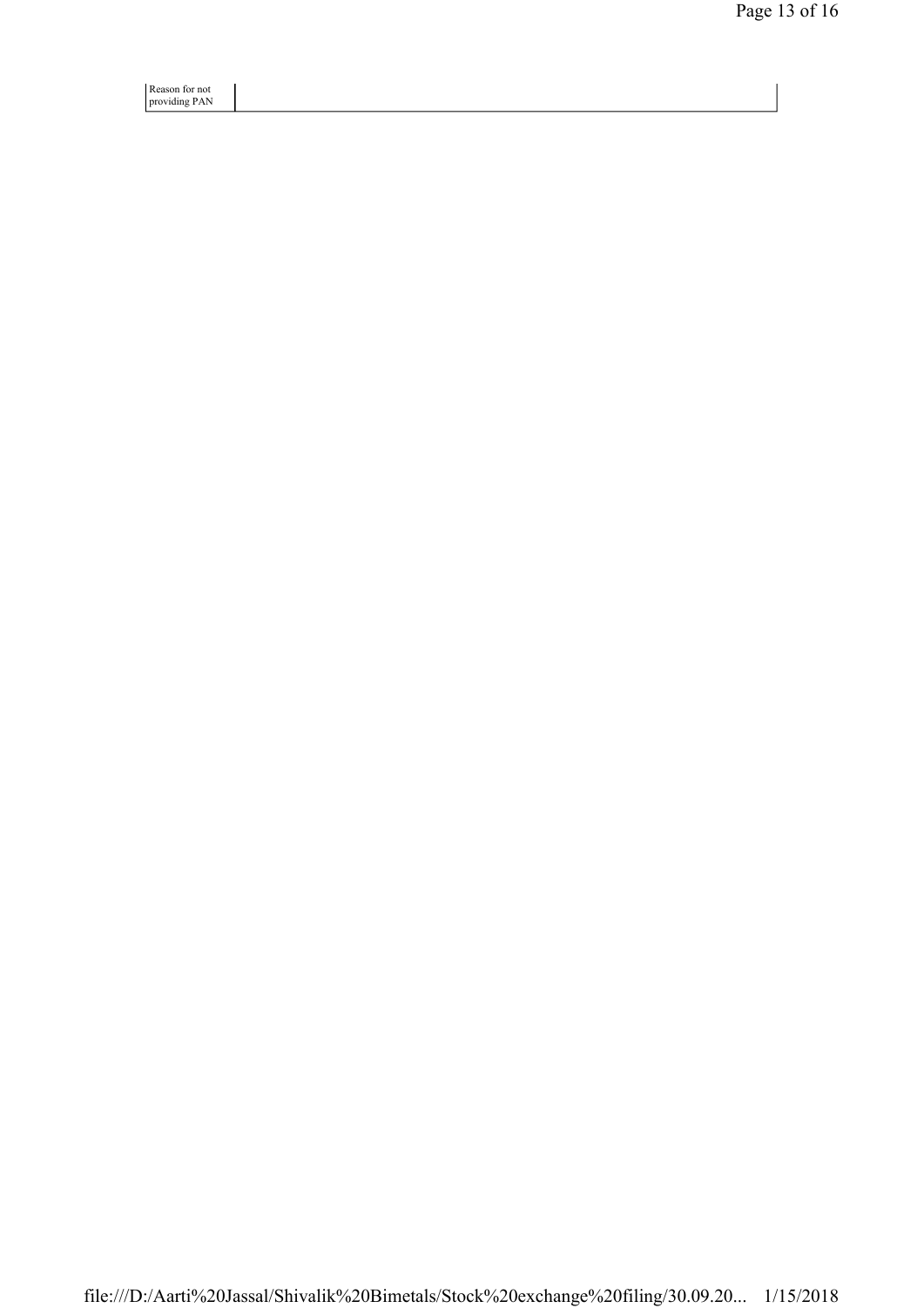| Reason for not providing PAN | |
|---|---|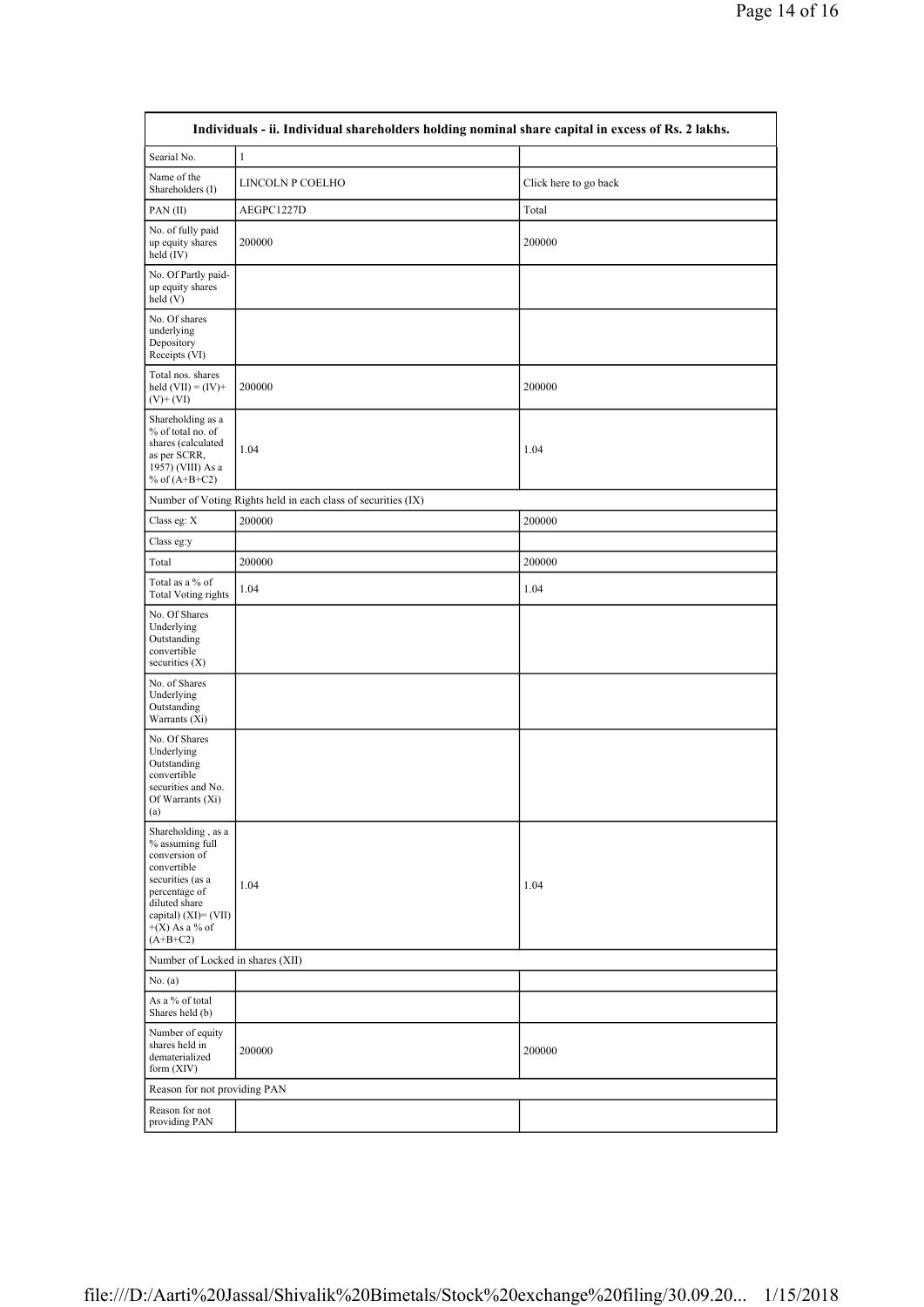| Individuals - ii. Individual shareholders holding nominal share capital in excess of Rs. 2 lakhs. | | |
|---|---|---|
| Searial No. | 1 | |
| Name of the Shareholders (I) | LINCOLN P COELHO | Click here to go back |
| PAN (II) | AEGPC1227D | Total |
| No. of fully paid up equity shares held (IV) | 200000 | 200000 |
| No. Of Partly paid-up equity shares held (V) | | |
| No. Of shares underlying Depository Receipts (VI) | | |
| Total nos. shares held (VII) = (IV)+ (V)+ (VI) | 200000 | 200000 |
| Shareholding as a % of total no. of shares (calculated as per SCRR, 1957) (VIII) As a % of (A+B+C2) | 1.04 | 1.04 |
| Number of Voting Rights held in each class of securities (IX) | | |
| Class eg: X | 200000 | 200000 |
| Class eg:y | | |
| Total | 200000 | 200000 |
| Total as a % of Total Voting rights | 1.04 | 1.04 |
| No. Of Shares Underlying Outstanding convertible securities (X) | | |
| No. of Shares Underlying Outstanding Warrants (Xi) | | |
| No. Of Shares Underlying Outstanding convertible securities and No. Of Warrants (Xi) (a) | | |
| Shareholding , as a % assuming full conversion of convertible securities (as a percentage of diluted share capital) (XI)= (VII) +(X) As a % of (A+B+C2) | 1.04 | 1.04 |
| Number of Locked in shares (XII) | | |
| No. (a) | | |
| As a % of total Shares held (b) | | |
| Number of equity shares held in dematerialized form (XIV) | 200000 | 200000 |
| Reason for not providing PAN | | |
| Reason for not providing PAN | | |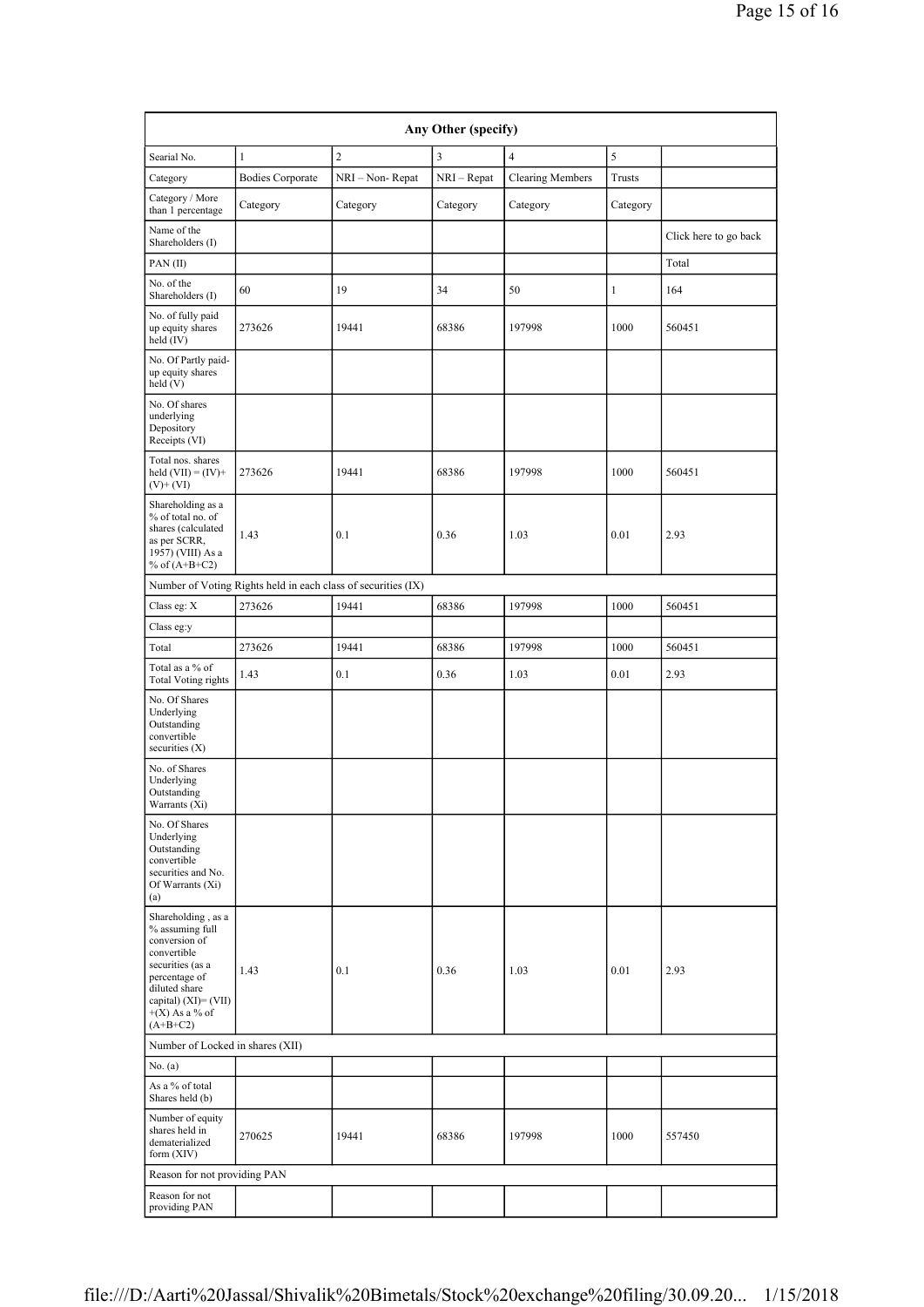| Any Other (specify) | | | | | | |
|---|---|---|---|---|---|---|
| Searial No. | 1 | 2 | 3 | 4 | 5 | |
| Category | Bodies Corporate | NRI – Non- Repat | NRI – Repat | Clearing Members | Trusts | |
| Category / More than 1 percentage | Category | Category | Category | Category | Category | |
| Name of the Shareholders (I) | | | | | | Click here to go back |
| PAN (II) | | | | | | Total |
| No. of the Shareholders (I) | 60 | 19 | 34 | 50 | 1 | 164 |
| No. of fully paid up equity shares held (IV) | 273626 | 19441 | 68386 | 197998 | 1000 | 560451 |
| No. Of Partly paid-up equity shares held (V) | | | | | | |
| No. Of shares underlying Depository Receipts (VI) | | | | | | |
| Total nos. shares held (VII) = (IV)+(V)+ (VI) | 273626 | 19441 | 68386 | 197998 | 1000 | 560451 |
| Shareholding as a % of total no. of shares (calculated as per SCRR, 1957) (VIII) As a % of (A+B+C2) | 1.43 | 0.1 | 0.36 | 1.03 | 0.01 | 2.93 |
| Number of Voting Rights held in each class of securities (IX) | | | | | | |
| Class eg: X | 273626 | 19441 | 68386 | 197998 | 1000 | 560451 |
| Class eg:y | | | | | | |
| Total | 273626 | 19441 | 68386 | 197998 | 1000 | 560451 |
| Total as a % of Total Voting rights | 1.43 | 0.1 | 0.36 | 1.03 | 0.01 | 2.93 |
| No. Of Shares Underlying Outstanding convertible securities (X) | | | | | | |
| No. of Shares Underlying Outstanding Warrants (Xi) | | | | | | |
| No. Of Shares Underlying Outstanding convertible securities and No. Of Warrants (Xi) (a) | | | | | | |
| Shareholding , as a % assuming full conversion of convertible securities (as a percentage of diluted share capital) (XI)= (VII)+(X) As a % of (A+B+C2) | 1.43 | 0.1 | 0.36 | 1.03 | 0.01 | 2.93 |
| Number of Locked in shares (XII) | | | | | | |
| No. (a) | | | | | | |
| As a % of total Shares held (b) | | | | | | |
| Number of equity shares held in dematerialized form (XIV) | 270625 | 19441 | 68386 | 197998 | 1000 | 557450 |
| Reason for not providing PAN | | | | | | |
| Reason for not providing PAN | | | | | | |